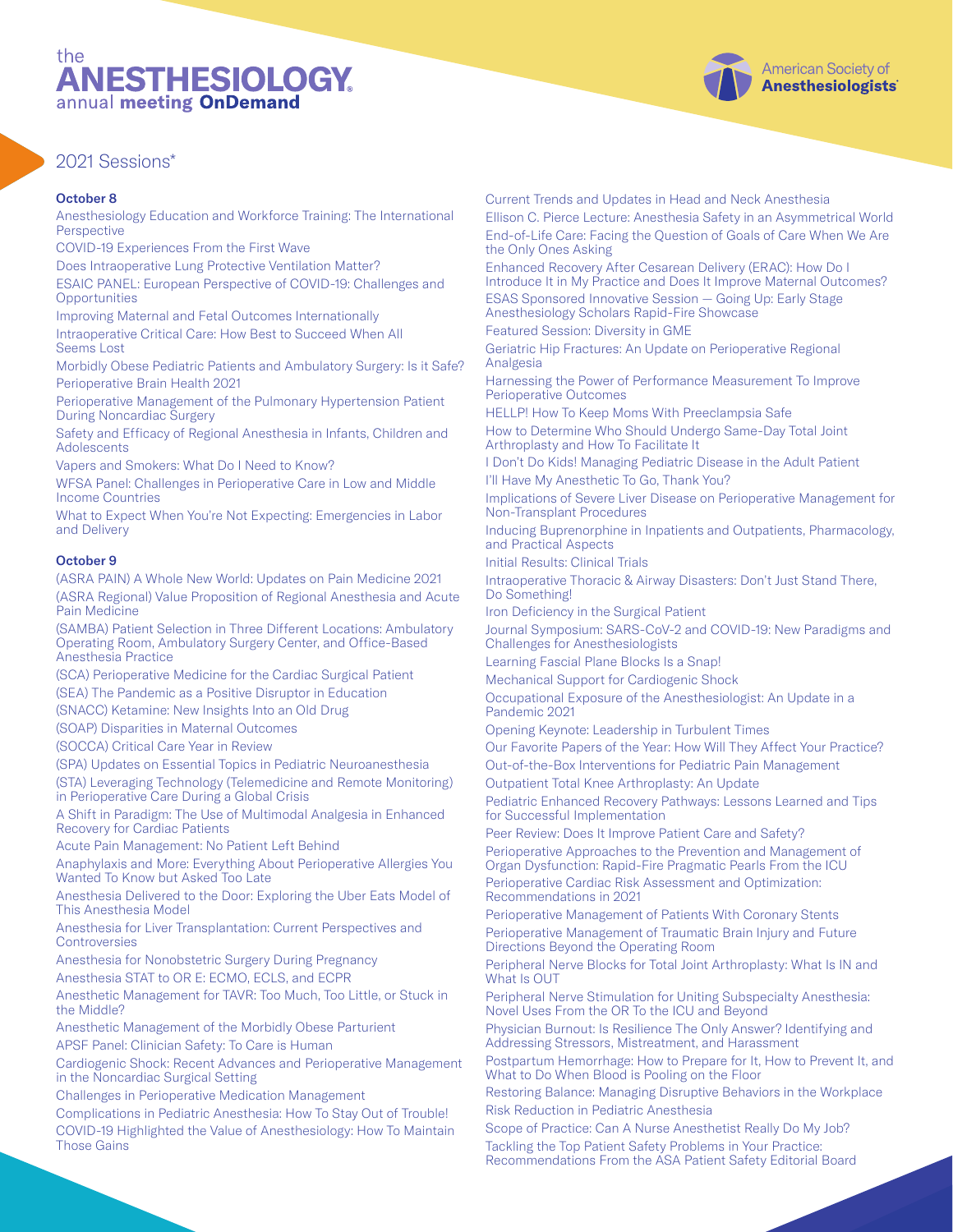the
# ANESTHESIOLOGY®
annual **meeting OnDemand**

American Society of **Anesthesiologists**®

## 2021 Sessions*

### October 8

Anesthesiology Education and Workforce Training: The International Perspective

COVID-19 Experiences From the First Wave

Does Intraoperative Lung Protective Ventilation Matter?

ESAIC PANEL: European Perspective of COVID-19: Challenges and Opportunities

Improving Maternal and Fetal Outcomes Internationally

Intraoperative Critical Care: How Best to Succeed When All Seems Lost

Morbidly Obese Pediatric Patients and Ambulatory Surgery: Is it Safe?

Perioperative Brain Health 2021

Perioperative Management of the Pulmonary Hypertension Patient During Noncardiac Surgery

Safety and Efficacy of Regional Anesthesia in Infants, Children and Adolescents

Vapers and Smokers: What Do I Need to Know?

WFSA Panel: Challenges in Perioperative Care in Low and Middle Income Countries

What to Expect When You're Not Expecting: Emergencies in Labor and Delivery

### October 9

(ASRA PAIN) A Whole New World: Updates on Pain Medicine 2021

(ASRA Regional) Value Proposition of Regional Anesthesia and Acute Pain Medicine

(SAMBA) Patient Selection in Three Different Locations: Ambulatory Operating Room, Ambulatory Surgery Center, and Office-Based Anesthesia Practice

(SCA) Perioperative Medicine for the Cardiac Surgical Patient

(SEA) The Pandemic as a Positive Disruptor in Education

(SNACC) Ketamine: New Insights Into an Old Drug

(SOAP) Disparities in Maternal Outcomes

(SOCCA) Critical Care Year in Review

(SPA) Updates on Essential Topics in Pediatric Neuroanesthesia

(STA) Leveraging Technology (Telemedicine and Remote Monitoring) in Perioperative Care During a Global Crisis

A Shift in Paradigm: The Use of Multimodal Analgesia in Enhanced Recovery for Cardiac Patients

Acute Pain Management: No Patient Left Behind

Anaphylaxis and More: Everything About Perioperative Allergies You Wanted To Know but Asked Too Late

Anesthesia Delivered to the Door: Exploring the Uber Eats Model of This Anesthesia Model

Anesthesia for Liver Transplantation: Current Perspectives and Controversies

Anesthesia for Nonobstetric Surgery During Pregnancy

Anesthesia STAT to OR E: ECMO, ECLS, and ECPR

Anesthetic Management for TAVR: Too Much, Too Little, or Stuck in the Middle?

Anesthetic Management of the Morbidly Obese Parturient

APSF Panel: Clinician Safety: To Care is Human

Cardiogenic Shock: Recent Advances and Perioperative Management in the Noncardiac Surgical Setting

Challenges in Perioperative Medication Management

Complications in Pediatric Anesthesia: How To Stay Out of Trouble!

COVID-19 Highlighted the Value of Anesthesiology: How To Maintain Those Gains

Current Trends and Updates in Head and Neck Anesthesia

Ellison C. Pierce Lecture: Anesthesia Safety in an Asymmetrical World

End-of-Life Care: Facing the Question of Goals of Care When We Are the Only Ones Asking

Enhanced Recovery After Cesarean Delivery (ERAC): How Do I Introduce It in My Practice and Does It Improve Maternal Outcomes?

ESAS Sponsored Innovative Session — Going Up: Early Stage Anesthesiology Scholars Rapid-Fire Showcase

Featured Session: Diversity in GME

Geriatric Hip Fractures: An Update on Perioperative Regional Analgesia

Harnessing the Power of Performance Measurement To Improve Perioperative Outcomes

HELLP! How To Keep Moms With Preeclampsia Safe

How to Determine Who Should Undergo Same-Day Total Joint Arthroplasty and How To Facilitate It

I Don't Do Kids! Managing Pediatric Disease in the Adult Patient

I'll Have My Anesthetic To Go, Thank You?

Implications of Severe Liver Disease on Perioperative Management for Non-Transplant Procedures

Inducing Buprenorphine in Inpatients and Outpatients, Pharmacology, and Practical Aspects

Initial Results: Clinical Trials

Intraoperative Thoracic & Airway Disasters: Don't Just Stand There, Do Something!

Iron Deficiency in the Surgical Patient

Journal Symposium: SARS-CoV-2 and COVID-19: New Paradigms and Challenges for Anesthesiologists

Learning Fascial Plane Blocks Is a Snap!

Mechanical Support for Cardiogenic Shock

Occupational Exposure of the Anesthesiologist: An Update in a Pandemic 2021

Opening Keynote: Leadership in Turbulent Times

Our Favorite Papers of the Year: How Will They Affect Your Practice?

Out-of-the-Box Interventions for Pediatric Pain Management

Outpatient Total Knee Arthroplasty: An Update

Pediatric Enhanced Recovery Pathways: Lessons Learned and Tips for Successful Implementation

Peer Review: Does It Improve Patient Care and Safety?

Perioperative Approaches to the Prevention and Management of Organ Dysfunction: Rapid-Fire Pragmatic Pearls From the ICU

Perioperative Cardiac Risk Assessment and Optimization: Recommendations in 2021

Perioperative Management of Patients With Coronary Stents

Perioperative Management of Traumatic Brain Injury and Future Directions Beyond the Operating Room

Peripheral Nerve Blocks for Total Joint Arthroplasty: What Is IN and What Is OUT

Peripheral Nerve Stimulation for Uniting Subspecialty Anesthesia: Novel Uses From the OR To the ICU and Beyond

Physician Burnout: Is Resilience The Only Answer? Identifying and Addressing Stressors, Mistreatment, and Harassment

Postpartum Hemorrhage: How to Prepare for It, How to Prevent It, and What to Do When Blood is Pooling on the Floor

Restoring Balance: Managing Disruptive Behaviors in the Workplace

Risk Reduction in Pediatric Anesthesia

Scope of Practice: Can A Nurse Anesthetist Really Do My Job?

Tackling the Top Patient Safety Problems in Your Practice: Recommendations From the ASA Patient Safety Editorial Board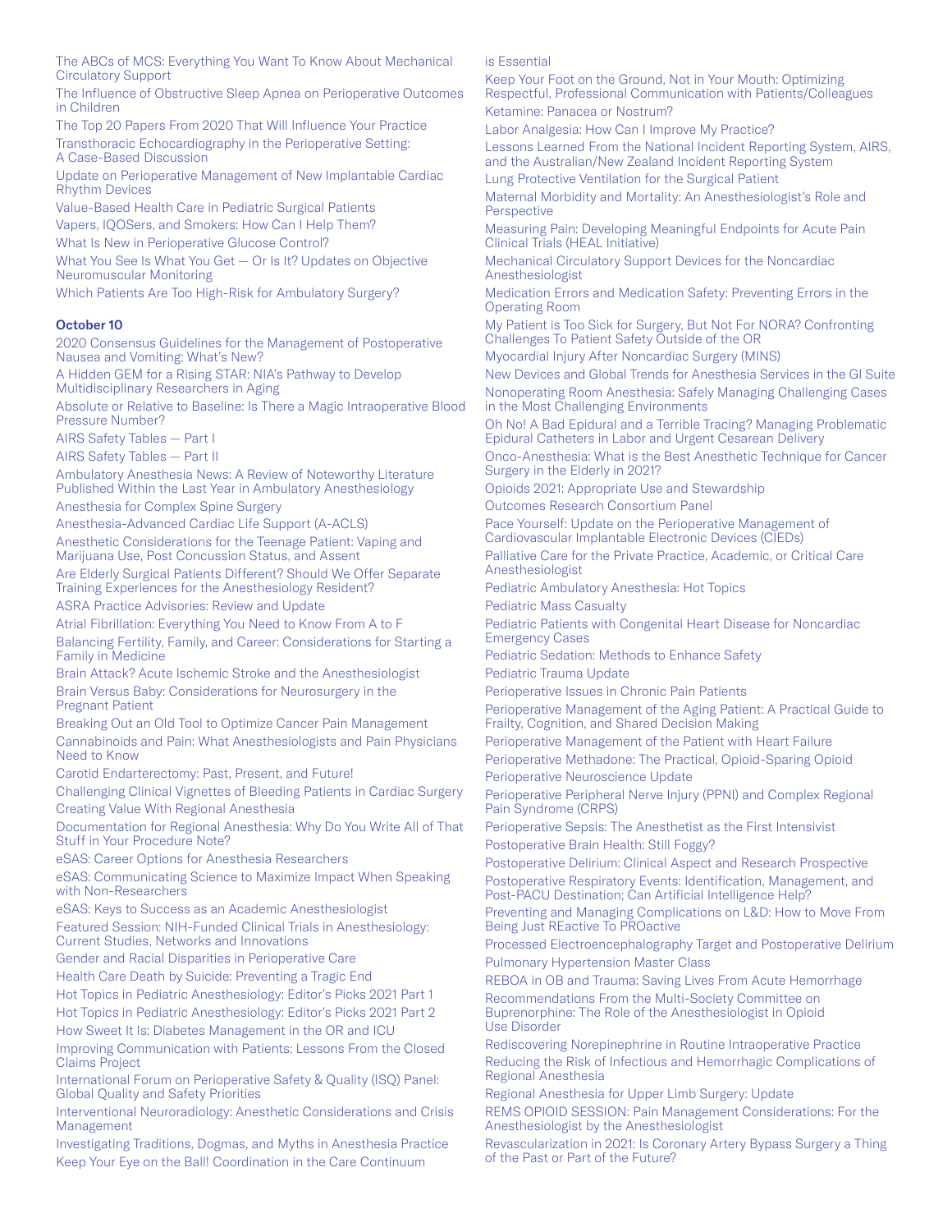The ABCs of MCS: Everything You Want To Know About Mechanical Circulatory Support

The Influence of Obstructive Sleep Apnea on Perioperative Outcomes in Children

The Top 20 Papers From 2020 That Will Influence Your Practice

Transthoracic Echocardiography in the Perioperative Setting: A Case-Based Discussion

Update on Perioperative Management of New Implantable Cardiac Rhythm Devices

Value-Based Health Care in Pediatric Surgical Patients

Vapers, IQOSers, and Smokers: How Can I Help Them?

What Is New in Perioperative Glucose Control?

What You See Is What You Get — Or Is It? Updates on Objective Neuromuscular Monitoring

Which Patients Are Too High-Risk for Ambulatory Surgery?

**October 10**

2020 Consensus Guidelines for the Management of Postoperative Nausea and Vomiting: What's New?

A Hidden GEM for a Rising STAR: NIA's Pathway to Develop Multidisciplinary Researchers in Aging

Absolute or Relative to Baseline: Is There a Magic Intraoperative Blood Pressure Number?

AIRS Safety Tables — Part I

AIRS Safety Tables — Part II

Ambulatory Anesthesia News: A Review of Noteworthy Literature Published Within the Last Year in Ambulatory Anesthesiology

Anesthesia for Complex Spine Surgery

Anesthesia-Advanced Cardiac Life Support (A-ACLS)

Anesthetic Considerations for the Teenage Patient: Vaping and Marijuana Use, Post Concussion Status, and Assent

Are Elderly Surgical Patients Different? Should We Offer Separate Training Experiences for the Anesthesiology Resident?

ASRA Practice Advisories: Review and Update

Atrial Fibrillation: Everything You Need to Know From A to F

Balancing Fertility, Family, and Career: Considerations for Starting a Family in Medicine

Brain Attack? Acute Ischemic Stroke and the Anesthesiologist

Brain Versus Baby: Considerations for Neurosurgery in the Pregnant Patient

Breaking Out an Old Tool to Optimize Cancer Pain Management

Cannabinoids and Pain: What Anesthesiologists and Pain Physicians Need to Know

Carotid Endarterectomy: Past, Present, and Future!

Challenging Clinical Vignettes of Bleeding Patients in Cardiac Surgery

Creating Value With Regional Anesthesia

Documentation for Regional Anesthesia: Why Do You Write All of That Stuff in Your Procedure Note?

eSAS: Career Options for Anesthesia Researchers

eSAS: Communicating Science to Maximize Impact When Speaking with Non-Researchers

eSAS: Keys to Success as an Academic Anesthesiologist

Featured Session: NIH-Funded Clinical Trials in Anesthesiology: Current Studies, Networks and Innovations

Gender and Racial Disparities in Perioperative Care

Health Care Death by Suicide: Preventing a Tragic End

Hot Topics in Pediatric Anesthesiology: Editor's Picks 2021 Part 1

Hot Topics in Pediatric Anesthesiology: Editor's Picks 2021 Part 2

How Sweet It Is: Diabetes Management in the OR and ICU

Improving Communication with Patients: Lessons From the Closed Claims Project

International Forum on Perioperative Safety & Quality (ISQ) Panel: Global Quality and Safety Priorities

Interventional Neuroradiology: Anesthetic Considerations and Crisis Management

Investigating Traditions, Dogmas, and Myths in Anesthesia Practice

Keep Your Eye on the Ball! Coordination in the Care Continuum is Essential

Keep Your Foot on the Ground, Not in Your Mouth: Optimizing Respectful, Professional Communication with Patients/Colleagues

Ketamine: Panacea or Nostrum?

Labor Analgesia: How Can I Improve My Practice?

Lessons Learned From the National Incident Reporting System, AIRS, and the Australian/New Zealand Incident Reporting System

Lung Protective Ventilation for the Surgical Patient

Maternal Morbidity and Mortality: An Anesthesiologist's Role and Perspective

Measuring Pain: Developing Meaningful Endpoints for Acute Pain Clinical Trials (HEAL Initiative)

Mechanical Circulatory Support Devices for the Noncardiac Anesthesiologist

Medication Errors and Medication Safety: Preventing Errors in the Operating Room

My Patient is Too Sick for Surgery, But Not For NORA? Confronting Challenges To Patient Safety Outside of the OR

Myocardial Injury After Noncardiac Surgery (MINS)

New Devices and Global Trends for Anesthesia Services in the GI Suite

Nonoperating Room Anesthesia: Safely Managing Challenging Cases in the Most Challenging Environments

Oh No! A Bad Epidural and a Terrible Tracing? Managing Problematic Epidural Catheters in Labor and Urgent Cesarean Delivery

Onco-Anesthesia: What is the Best Anesthetic Technique for Cancer Surgery in the Elderly in 2021?

Opioids 2021: Appropriate Use and Stewardship

Outcomes Research Consortium Panel

Pace Yourself: Update on the Perioperative Management of Cardiovascular Implantable Electronic Devices (CIEDs)

Palliative Care for the Private Practice, Academic, or Critical Care Anesthesiologist

Pediatric Ambulatory Anesthesia: Hot Topics

Pediatric Mass Casualty

Pediatric Patients with Congenital Heart Disease for Noncardiac Emergency Cases

Pediatric Sedation: Methods to Enhance Safety

Pediatric Trauma Update

Perioperative Issues in Chronic Pain Patients

Perioperative Management of the Aging Patient: A Practical Guide to Frailty, Cognition, and Shared Decision Making

Perioperative Management of the Patient with Heart Failure

Perioperative Methadone: The Practical, Opioid-Sparing Opioid

Perioperative Neuroscience Update

Perioperative Peripheral Nerve Injury (PPNI) and Complex Regional Pain Syndrome (CRPS)

Perioperative Sepsis: The Anesthetist as the First Intensivist

Postoperative Brain Health: Still Foggy?

Postoperative Delirium: Clinical Aspect and Research Prospective

Postoperative Respiratory Events: Identification, Management, and Post-PACU Destination; Can Artificial Intelligence Help?

Preventing and Managing Complications on L&D: How to Move From Being Just REactive To PROactive

Processed Electroencephalography Target and Postoperative Delirium

Pulmonary Hypertension Master Class

REBOA in OB and Trauma: Saving Lives From Acute Hemorrhage

Recommendations From the Multi-Society Committee on Buprenorphine: The Role of the Anesthesiologist in Opioid Use Disorder

Rediscovering Norepinephrine in Routine Intraoperative Practice

Reducing the Risk of Infectious and Hemorrhagic Complications of Regional Anesthesia

Regional Anesthesia for Upper Limb Surgery: Update

REMS OPIOID SESSION: Pain Management Considerations: For the Anesthesiologist by the Anesthesiologist

Revascularization in 2021: Is Coronary Artery Bypass Surgery a Thing of the Past or Part of the Future?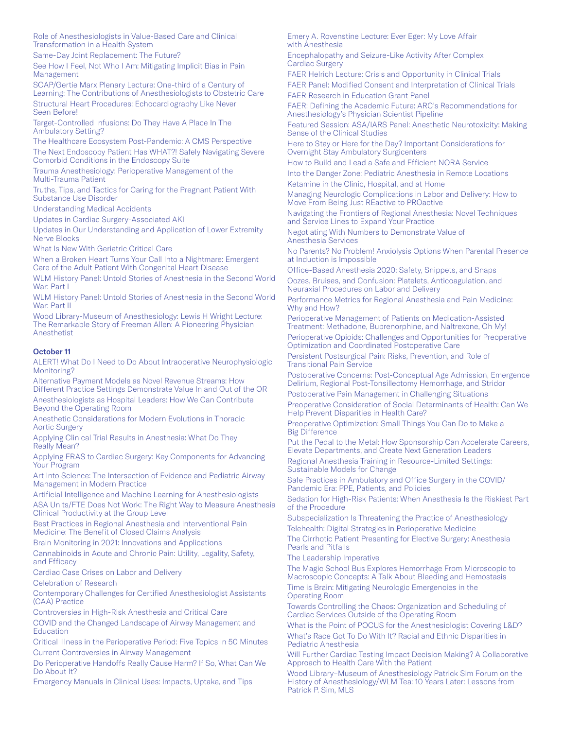Role of Anesthesiologists in Value-Based Care and Clinical Transformation in a Health System

Same-Day Joint Replacement: The Future?

See How I Feel, Not Who I Am: Mitigating Implicit Bias in Pain Management

SOAP/Gertie Marx Plenary Lecture: One-third of a Century of Learning: The Contributions of Anesthesiologists to Obstetric Care

Structural Heart Procedures: Echocardiography Like Never Seen Before!

Target-Controlled Infusions: Do They Have A Place In The Ambulatory Setting?

The Healthcare Ecosystem Post-Pandemic: A CMS Perspective

The Next Endoscopy Patient Has WHAT?! Safely Navigating Severe Comorbid Conditions in the Endoscopy Suite

Trauma Anesthesiology: Perioperative Management of the Multi-Trauma Patient

Truths, Tips, and Tactics for Caring for the Pregnant Patient With Substance Use Disorder

Understanding Medical Accidents

Updates in Cardiac Surgery-Associated AKI

Updates in Our Understanding and Application of Lower Extremity Nerve Blocks

What Is New With Geriatric Critical Care

When a Broken Heart Turns Your Call Into a Nightmare: Emergent Care of the Adult Patient With Congenital Heart Disease

WLM History Panel: Untold Stories of Anesthesia in the Second World War: Part I

WLM History Panel: Untold Stories of Anesthesia in the Second World War: Part II

Wood Library-Museum of Anesthesiology: Lewis H Wright Lecture: The Remarkable Story of Freeman Allen: A Pioneering Physician Anesthetist

**October 11**

ALERT! What Do I Need to Do About Intraoperative Neurophysiologic Monitoring?

Alternative Payment Models as Novel Revenue Streams: How Different Practice Settings Demonstrate Value In and Out of the OR

Anesthesiologists as Hospital Leaders: How We Can Contribute Beyond the Operating Room

Anesthetic Considerations for Modern Evolutions in Thoracic Aortic Surgery

Applying Clinical Trial Results in Anesthesia: What Do They Really Mean?

Applying ERAS to Cardiac Surgery: Key Components for Advancing Your Program

Art Into Science: The Intersection of Evidence and Pediatric Airway Management in Modern Practice

Artificial Intelligence and Machine Learning for Anesthesiologists

ASA Units/FTE Does Not Work: The Right Way to Measure Anesthesia Clinical Productivity at the Group Level

Best Practices in Regional Anesthesia and Interventional Pain Medicine: The Benefit of Closed Claims Analysis

Brain Monitoring in 2021: Innovations and Applications

Cannabinoids in Acute and Chronic Pain: Utility, Legality, Safety, and Efficacy

Cardiac Case Crises on Labor and Delivery

Celebration of Research

Contemporary Challenges for Certified Anesthesiologist Assistants (CAA) Practice

Controversies in High-Risk Anesthesia and Critical Care

COVID and the Changed Landscape of Airway Management and Education

Critical Illness in the Perioperative Period: Five Topics in 50 Minutes

Current Controversies in Airway Management

Do Perioperative Handoffs Really Cause Harm? If So, What Can We Do About It?

Emergency Manuals in Clinical Uses: Impacts, Uptake, and Tips

Emery A. Rovenstine Lecture: Ever Eger: My Love Affair with Anesthesia

Encephalopathy and Seizure-Like Activity After Complex Cardiac Surgery

FAER Helrich Lecture: Crisis and Opportunity in Clinical Trials

FAER Panel: Modified Consent and Interpretation of Clinical Trials

FAER Research in Education Grant Panel

FAER: Defining the Academic Future: ARC's Recommendations for Anesthesiology's Physician Scientist Pipeline

Featured Session: ASA/IARS Panel: Anesthetic Neurotoxicity: Making Sense of the Clinical Studies

Here to Stay or Here for the Day? Important Considerations for Overnight Stay Ambulatory Surgicenters

How to Build and Lead a Safe and Efficient NORA Service

Into the Danger Zone: Pediatric Anesthesia in Remote Locations

Ketamine in the Clinic, Hospital, and at Home

Managing Neurologic Complications in Labor and Delivery: How to Move From Being Just REactive to PROactive

Navigating the Frontiers of Regional Anesthesia: Novel Techniques and Service Lines to Expand Your Practice

Negotiating With Numbers to Demonstrate Value of Anesthesia Services

No Parents? No Problem! Anxiolysis Options When Parental Presence at Induction is Impossible

Office-Based Anesthesia 2020: Safety, Snippets, and Snaps

Oozes, Bruises, and Confusion: Platelets, Anticoagulation, and Neuraxial Procedures on Labor and Delivery

Performance Metrics for Regional Anesthesia and Pain Medicine: Why and How?

Perioperative Management of Patients on Medication-Assisted Treatment: Methadone, Buprenorphine, and Naltrexone, Oh My!

Perioperative Opioids: Challenges and Opportunities for Preoperative Optimization and Coordinated Postoperative Care

Persistent Postsurgical Pain: Risks, Prevention, and Role of Transitional Pain Service

Postoperative Concerns: Post-Conceptual Age Admission, Emergence Delirium, Regional Post-Tonsillectomy Hemorrhage, and Stridor

Postoperative Pain Management in Challenging Situations

Preoperative Consideration of Social Determinants of Health: Can We Help Prevent Disparities in Health Care?

Preoperative Optimization: Small Things You Can Do to Make a Big Difference

Put the Pedal to the Metal: How Sponsorship Can Accelerate Careers, Elevate Departments, and Create Next Generation Leaders

Regional Anesthesia Training in Resource-Limited Settings: Sustainable Models for Change

Safe Practices in Ambulatory and Office Surgery in the COVID/ Pandemic Era: PPE, Patients, and Policies

Sedation for High-Risk Patients: When Anesthesia Is the Riskiest Part of the Procedure

Subspecialization Is Threatening the Practice of Anesthesiology

Telehealth: Digital Strategies in Perioperative Medicine

The Cirrhotic Patient Presenting for Elective Surgery: Anesthesia Pearls and Pitfalls

The Leadership Imperative

The Magic School Bus Explores Hemorrhage From Microscopic to Macroscopic Concepts: A Talk About Bleeding and Hemostasis

Time is Brain: Mitigating Neurologic Emergencies in the Operating Room

Towards Controlling the Chaos: Organization and Scheduling of Cardiac Services Outside of the Operating Room

What is the Point of POCUS for the Anesthesiologist Covering L&D?

What's Race Got To Do With It? Racial and Ethnic Disparities in Pediatric Anesthesia

Will Further Cardiac Testing Impact Decision Making? A Collaborative Approach to Health Care With the Patient

Wood Library–Museum of Anesthesiology Patrick Sim Forum on the History of Anesthesiology/WLM Tea: 10 Years Later: Lessons from Patrick P. Sim, MLS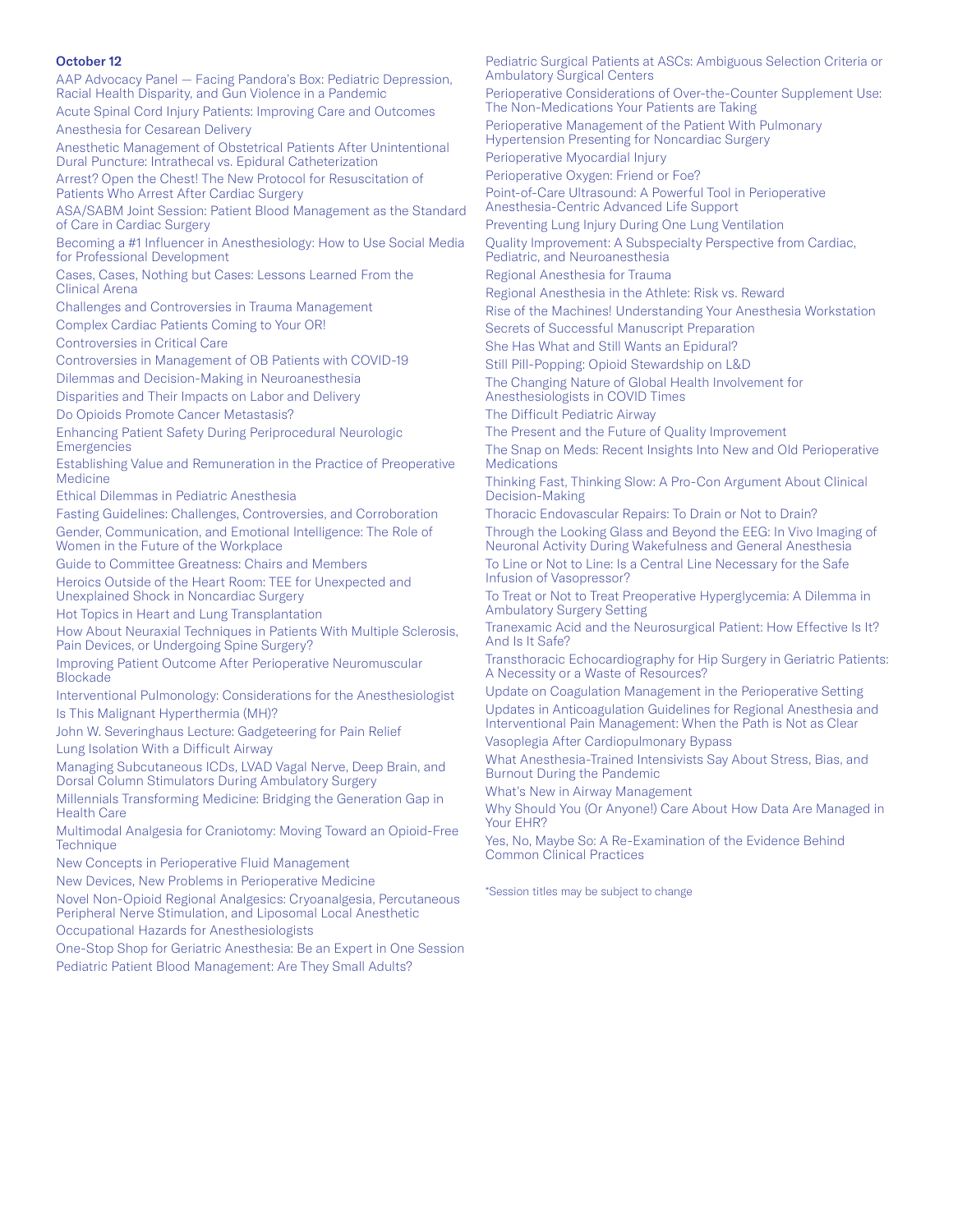**October 12**

AAP Advocacy Panel — Facing Pandora's Box: Pediatric Depression, Racial Health Disparity, and Gun Violence in a Pandemic

Acute Spinal Cord Injury Patients: Improving Care and Outcomes

Anesthesia for Cesarean Delivery

Anesthetic Management of Obstetrical Patients After Unintentional Dural Puncture: Intrathecal vs. Epidural Catheterization

Arrest? Open the Chest! The New Protocol for Resuscitation of Patients Who Arrest After Cardiac Surgery

ASA/SABM Joint Session: Patient Blood Management as the Standard of Care in Cardiac Surgery

Becoming a #1 Influencer in Anesthesiology: How to Use Social Media for Professional Development

Cases, Cases, Nothing but Cases: Lessons Learned From the Clinical Arena

Challenges and Controversies in Trauma Management

Complex Cardiac Patients Coming to Your OR!

Controversies in Critical Care

Controversies in Management of OB Patients with COVID-19

Dilemmas and Decision-Making in Neuroanesthesia

Disparities and Their Impacts on Labor and Delivery

Do Opioids Promote Cancer Metastasis?

Enhancing Patient Safety During Periprocedural Neurologic Emergencies

Establishing Value and Remuneration in the Practice of Preoperative Medicine

Ethical Dilemmas in Pediatric Anesthesia

Fasting Guidelines: Challenges, Controversies, and Corroboration

Gender, Communication, and Emotional Intelligence: The Role of Women in the Future of the Workplace

Guide to Committee Greatness: Chairs and Members

Heroics Outside of the Heart Room: TEE for Unexpected and Unexplained Shock in Noncardiac Surgery

Hot Topics in Heart and Lung Transplantation

How About Neuraxial Techniques in Patients With Multiple Sclerosis, Pain Devices, or Undergoing Spine Surgery?

Improving Patient Outcome After Perioperative Neuromuscular Blockade

Interventional Pulmonology: Considerations for the Anesthesiologist

Is This Malignant Hyperthermia (MH)?

John W. Severinghaus Lecture: Gadgeteering for Pain Relief

Lung Isolation With a Difficult Airway

Managing Subcutaneous ICDs, LVAD Vagal Nerve, Deep Brain, and Dorsal Column Stimulators During Ambulatory Surgery

Millennials Transforming Medicine: Bridging the Generation Gap in Health Care

Multimodal Analgesia for Craniotomy: Moving Toward an Opioid-Free Technique

New Concepts in Perioperative Fluid Management

New Devices, New Problems in Perioperative Medicine

Novel Non-Opioid Regional Analgesics: Cryoanalgesia, Percutaneous Peripheral Nerve Stimulation, and Liposomal Local Anesthetic

Occupational Hazards for Anesthesiologists

One-Stop Shop for Geriatric Anesthesia: Be an Expert in One Session

Pediatric Patient Blood Management: Are They Small Adults?

Pediatric Surgical Patients at ASCs: Ambiguous Selection Criteria or Ambulatory Surgical Centers

Perioperative Considerations of Over-the-Counter Supplement Use: The Non-Medications Your Patients are Taking

Perioperative Management of the Patient With Pulmonary Hypertension Presenting for Noncardiac Surgery

Perioperative Myocardial Injury

Perioperative Oxygen: Friend or Foe?

Point-of-Care Ultrasound: A Powerful Tool in Perioperative Anesthesia-Centric Advanced Life Support

Preventing Lung Injury During One Lung Ventilation

Quality Improvement: A Subspecialty Perspective from Cardiac, Pediatric, and Neuroanesthesia

Regional Anesthesia for Trauma

Regional Anesthesia in the Athlete: Risk vs. Reward

Rise of the Machines! Understanding Your Anesthesia Workstation

Secrets of Successful Manuscript Preparation

She Has What and Still Wants an Epidural?

Still Pill-Popping: Opioid Stewardship on L&D

The Changing Nature of Global Health Involvement for Anesthesiologists in COVID Times

The Difficult Pediatric Airway

The Present and the Future of Quality Improvement

The Snap on Meds: Recent Insights Into New and Old Perioperative Medications

Thinking Fast, Thinking Slow: A Pro-Con Argument About Clinical Decision-Making

Thoracic Endovascular Repairs: To Drain or Not to Drain?

Through the Looking Glass and Beyond the EEG: In Vivo Imaging of Neuronal Activity During Wakefulness and General Anesthesia

To Line or Not to Line: Is a Central Line Necessary for the Safe Infusion of Vasopressor?

To Treat or Not to Treat Preoperative Hyperglycemia: A Dilemma in Ambulatory Surgery Setting

Tranexamic Acid and the Neurosurgical Patient: How Effective Is It? And Is It Safe?

Transthoracic Echocardiography for Hip Surgery in Geriatric Patients: A Necessity or a Waste of Resources?

Update on Coagulation Management in the Perioperative Setting

Updates in Anticoagulation Guidelines for Regional Anesthesia and Interventional Pain Management: When the Path is Not as Clear

Vasoplegia After Cardiopulmonary Bypass

What Anesthesia-Trained Intensivists Say About Stress, Bias, and Burnout During the Pandemic

What's New in Airway Management

Why Should You (Or Anyone!) Care About How Data Are Managed in Your EHR?

Yes, No, Maybe So: A Re-Examination of the Evidence Behind Common Clinical Practices

*Session titles may be subject to change